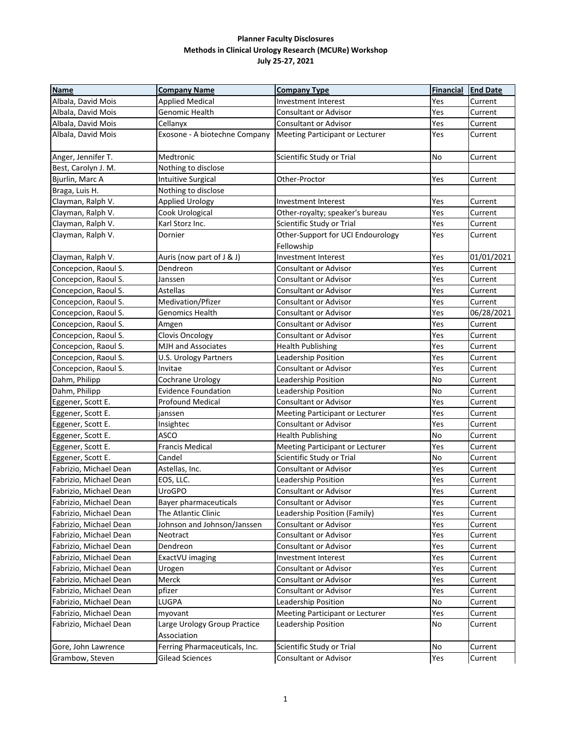**Planner Faculty Disclosures**
**Methods in Clinical Urology Research (MCURe) Workshop**
**July 25-27, 2021**

| Name | Company Name | Company Type | Financial | End Date |
|---|---|---|---|---|
| Albala, David Mois | Applied Medical | Investment Interest | Yes | Current |
| Albala, David Mois | Genomic Health | Consultant or Advisor | Yes | Current |
| Albala, David Mois | Cellanyx | Consultant or Advisor | Yes | Current |
| Albala, David Mois | Exosone - A biotechne Company | Meeting Participant or Lecturer | Yes | Current |
| Anger, Jennifer T. | Medtronic | Scientific Study or Trial | No | Current |
| Best, Carolyn J. M. | Nothing to disclose | | | |
| Bjurlin, Marc A | Intuitive Surgical | Other-Proctor | Yes | Current |
| Braga, Luis H. | Nothing to disclose | | | |
| Clayman, Ralph V. | Applied Urology | Investment Interest | Yes | Current |
| Clayman, Ralph V. | Cook Urological | Other-royalty; speaker's bureau | Yes | Current |
| Clayman, Ralph V. | Karl Storz Inc. | Scientific Study or Trial | Yes | Current |
| Clayman, Ralph V. | Dornier | Other-Support for UCI Endourology Fellowship | Yes | Current |
| Clayman, Ralph V. | Auris (now part of J & J) | Investment Interest | Yes | 01/01/2021 |
| Concepcion, Raoul S. | Dendreon | Consultant or Advisor | Yes | Current |
| Concepcion, Raoul S. | Janssen | Consultant or Advisor | Yes | Current |
| Concepcion, Raoul S. | Astellas | Consultant or Advisor | Yes | Current |
| Concepcion, Raoul S. | Medivation/Pfizer | Consultant or Advisor | Yes | Current |
| Concepcion, Raoul S. | Genomics Health | Consultant or Advisor | Yes | 06/28/2021 |
| Concepcion, Raoul S. | Amgen | Consultant or Advisor | Yes | Current |
| Concepcion, Raoul S. | Clovis Oncology | Consultant or Advisor | Yes | Current |
| Concepcion, Raoul S. | MJH and Associates | Health Publishing | Yes | Current |
| Concepcion, Raoul S. | U.S. Urology Partners | Leadership Position | Yes | Current |
| Concepcion, Raoul S. | Invitae | Consultant or Advisor | Yes | Current |
| Dahm, Philipp | Cochrane Urology | Leadership Position | No | Current |
| Dahm, Philipp | Evidence Foundation | Leadership Position | No | Current |
| Eggener, Scott E. | Profound Medical | Consultant or Advisor | Yes | Current |
| Eggener, Scott E. | janssen | Meeting Participant or Lecturer | Yes | Current |
| Eggener, Scott E. | Insightec | Consultant or Advisor | Yes | Current |
| Eggener, Scott E. | ASCO | Health Publishing | No | Current |
| Eggener, Scott E. | Francis Medical | Meeting Participant or Lecturer | Yes | Current |
| Eggener, Scott E. | Candel | Scientific Study or Trial | No | Current |
| Fabrizio, Michael Dean | Astellas, Inc. | Consultant or Advisor | Yes | Current |
| Fabrizio, Michael Dean | EOS, LLC. | Leadership Position | Yes | Current |
| Fabrizio, Michael Dean | UroGPO | Consultant or Advisor | Yes | Current |
| Fabrizio, Michael Dean | Bayer pharmaceuticals | Consultant or Advisor | Yes | Current |
| Fabrizio, Michael Dean | The Atlantic Clinic | Leadership Position (Family) | Yes | Current |
| Fabrizio, Michael Dean | Johnson and Johnson/Janssen | Consultant or Advisor | Yes | Current |
| Fabrizio, Michael Dean | Neotract | Consultant or Advisor | Yes | Current |
| Fabrizio, Michael Dean | Dendreon | Consultant or Advisor | Yes | Current |
| Fabrizio, Michael Dean | ExactVU imaging | Investment Interest | Yes | Current |
| Fabrizio, Michael Dean | Urogen | Consultant or Advisor | Yes | Current |
| Fabrizio, Michael Dean | Merck | Consultant or Advisor | Yes | Current |
| Fabrizio, Michael Dean | pfizer | Consultant or Advisor | Yes | Current |
| Fabrizio, Michael Dean | LUGPA | Leadership Position | No | Current |
| Fabrizio, Michael Dean | myovant | Meeting Participant or Lecturer | Yes | Current |
| Fabrizio, Michael Dean | Large Urology Group Practice Association | Leadership Position | No | Current |
| Gore, John Lawrence | Ferring Pharmaceuticals, Inc. | Scientific Study or Trial | No | Current |
| Grambow, Steven | Gilead Sciences | Consultant or Advisor | Yes | Current |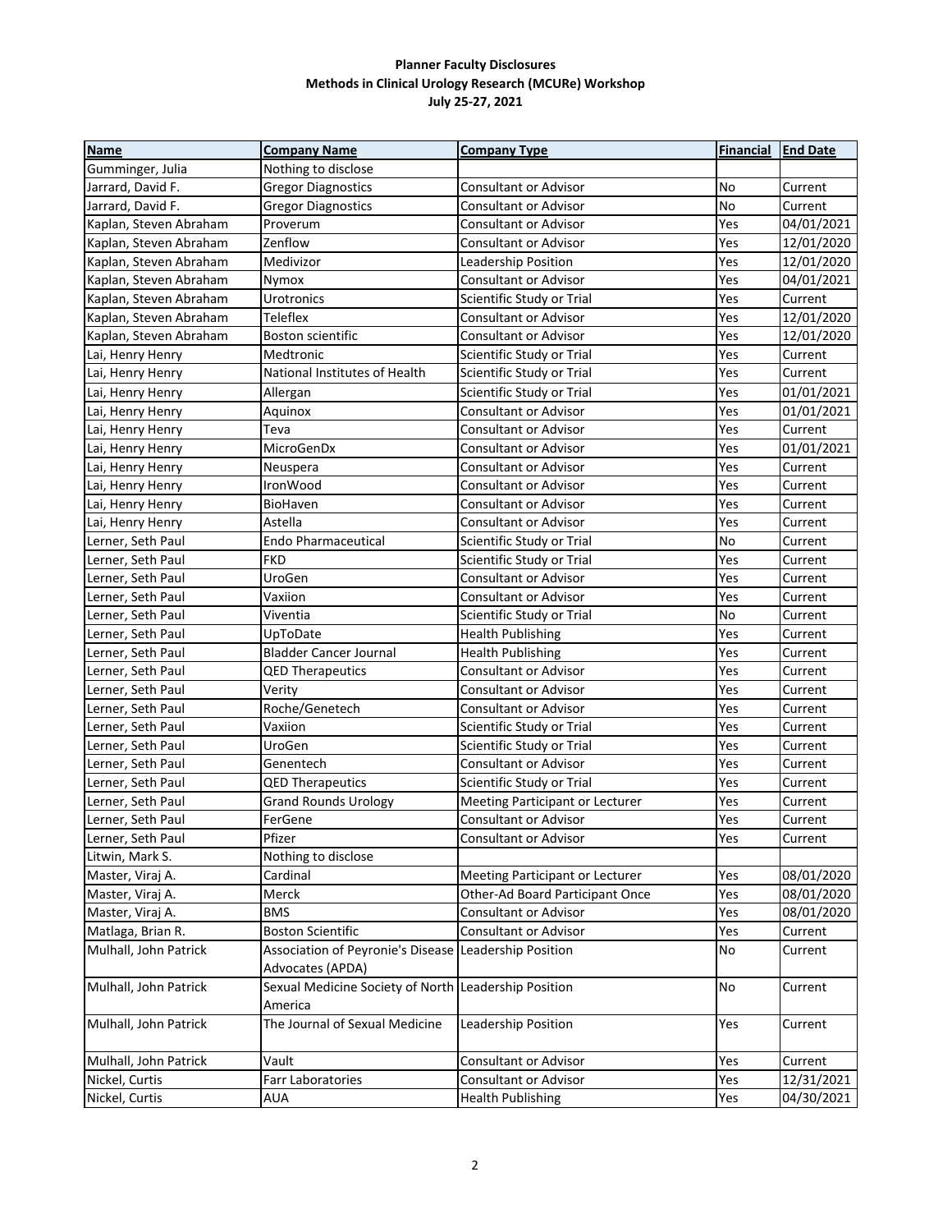**Planner Faculty Disclosures**
**Methods in Clinical Urology Research (MCURe) Workshop**
**July 25-27, 2021**

| Name | Company Name | Company Type | Financial | End Date |
|---|---|---|---|---|
| Gumminger, Julia | Nothing to disclose | | | |
| Jarrard, David F. | Gregor Diagnostics | Consultant or Advisor | No | Current |
| Jarrard, David F. | Gregor Diagnostics | Consultant or Advisor | No | Current |
| Kaplan, Steven Abraham | Proverum | Consultant or Advisor | Yes | 04/01/2021 |
| Kaplan, Steven Abraham | Zenflow | Consultant or Advisor | Yes | 12/01/2020 |
| Kaplan, Steven Abraham | Medivizor | Leadership Position | Yes | 12/01/2020 |
| Kaplan, Steven Abraham | Nymox | Consultant or Advisor | Yes | 04/01/2021 |
| Kaplan, Steven Abraham | Urotronics | Scientific Study or Trial | Yes | Current |
| Kaplan, Steven Abraham | Teleflex | Consultant or Advisor | Yes | 12/01/2020 |
| Kaplan, Steven Abraham | Boston scientific | Consultant or Advisor | Yes | 12/01/2020 |
| Lai, Henry Henry | Medtronic | Scientific Study or Trial | Yes | Current |
| Lai, Henry Henry | National Institutes of Health | Scientific Study or Trial | Yes | Current |
| Lai, Henry Henry | Allergan | Scientific Study or Trial | Yes | 01/01/2021 |
| Lai, Henry Henry | Aquinox | Consultant or Advisor | Yes | 01/01/2021 |
| Lai, Henry Henry | Teva | Consultant or Advisor | Yes | Current |
| Lai, Henry Henry | MicroGenDx | Consultant or Advisor | Yes | 01/01/2021 |
| Lai, Henry Henry | Neuspera | Consultant or Advisor | Yes | Current |
| Lai, Henry Henry | IronWood | Consultant or Advisor | Yes | Current |
| Lai, Henry Henry | BioHaven | Consultant or Advisor | Yes | Current |
| Lai, Henry Henry | Astella | Consultant or Advisor | Yes | Current |
| Lerner, Seth Paul | Endo Pharmaceutical | Scientific Study or Trial | No | Current |
| Lerner, Seth Paul | FKD | Scientific Study or Trial | Yes | Current |
| Lerner, Seth Paul | UroGen | Consultant or Advisor | Yes | Current |
| Lerner, Seth Paul | Vaxiion | Consultant or Advisor | Yes | Current |
| Lerner, Seth Paul | Viventia | Scientific Study or Trial | No | Current |
| Lerner, Seth Paul | UpToDate | Health Publishing | Yes | Current |
| Lerner, Seth Paul | Bladder Cancer Journal | Health Publishing | Yes | Current |
| Lerner, Seth Paul | QED Therapeutics | Consultant or Advisor | Yes | Current |
| Lerner, Seth Paul | Verity | Consultant or Advisor | Yes | Current |
| Lerner, Seth Paul | Roche/Genetech | Consultant or Advisor | Yes | Current |
| Lerner, Seth Paul | Vaxiion | Scientific Study or Trial | Yes | Current |
| Lerner, Seth Paul | UroGen | Scientific Study or Trial | Yes | Current |
| Lerner, Seth Paul | Genentech | Consultant or Advisor | Yes | Current |
| Lerner, Seth Paul | QED Therapeutics | Scientific Study or Trial | Yes | Current |
| Lerner, Seth Paul | Grand Rounds Urology | Meeting Participant or Lecturer | Yes | Current |
| Lerner, Seth Paul | FerGene | Consultant or Advisor | Yes | Current |
| Lerner, Seth Paul | Pfizer | Consultant or Advisor | Yes | Current |
| Litwin, Mark S. | Nothing to disclose | | | |
| Master, Viraj A. | Cardinal | Meeting Participant or Lecturer | Yes | 08/01/2020 |
| Master, Viraj A. | Merck | Other-Ad Board Participant Once | Yes | 08/01/2020 |
| Master, Viraj A. | BMS | Consultant or Advisor | Yes | 08/01/2020 |
| Matlaga, Brian R. | Boston Scientific | Consultant or Advisor | Yes | Current |
| Mulhall, John Patrick | Association of Peyronie's Disease Advocates (APDA) | Leadership Position | No | Current |
| Mulhall, John Patrick | Sexual Medicine Society of North America | Leadership Position | No | Current |
| Mulhall, John Patrick | The Journal of Sexual Medicine | Leadership Position | Yes | Current |
| Mulhall, John Patrick | Vault | Consultant or Advisor | Yes | Current |
| Nickel, Curtis | Farr Laboratories | Consultant or Advisor | Yes | 12/31/2021 |
| Nickel, Curtis | AUA | Health Publishing | Yes | 04/30/2021 |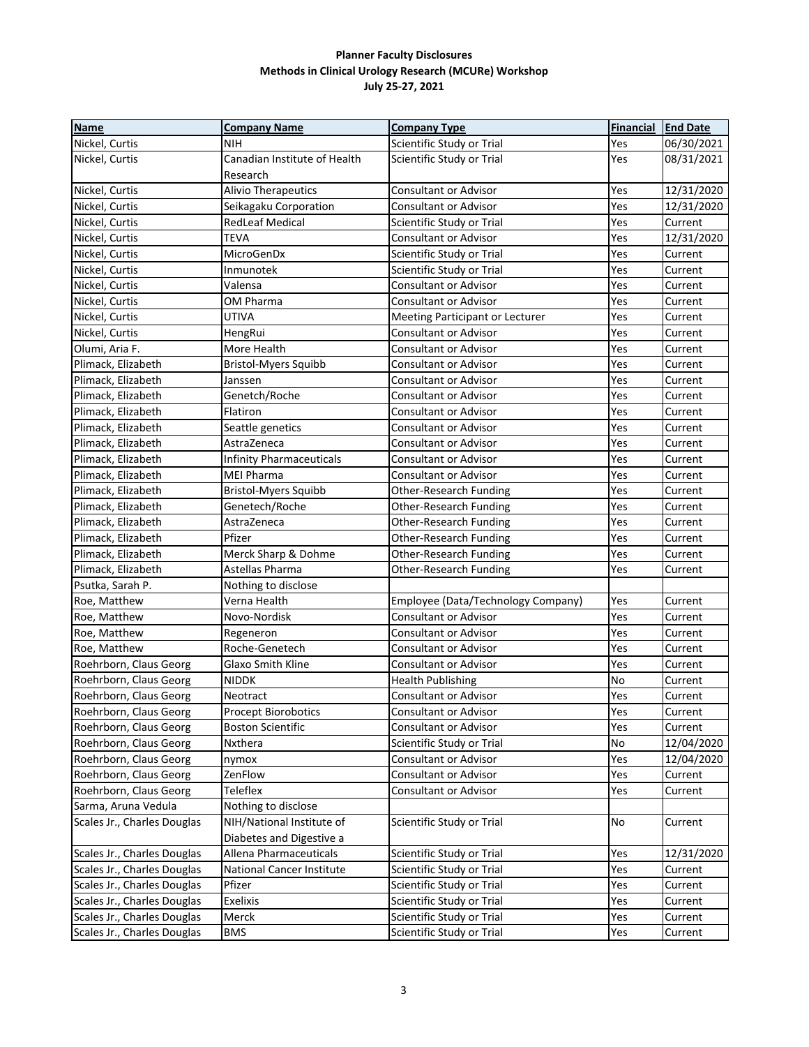**Planner Faculty Disclosures**
**Methods in Clinical Urology Research (MCURe) Workshop**
**July 25-27, 2021**

| Name | Company Name | Company Type | Financial | End Date |
|---|---|---|---|---|
| Nickel, Curtis | NIH | Scientific Study or Trial | Yes | 06/30/2021 |
| Nickel, Curtis | Canadian Institute of Health Research | Scientific Study or Trial | Yes | 08/31/2021 |
| Nickel, Curtis | Alivio Therapeutics | Consultant or Advisor | Yes | 12/31/2020 |
| Nickel, Curtis | Seikagaku Corporation | Consultant or Advisor | Yes | 12/31/2020 |
| Nickel, Curtis | RedLeaf Medical | Scientific Study or Trial | Yes | Current |
| Nickel, Curtis | TEVA | Consultant or Advisor | Yes | 12/31/2020 |
| Nickel, Curtis | MicroGenDx | Scientific Study or Trial | Yes | Current |
| Nickel, Curtis | Inmunotek | Scientific Study or Trial | Yes | Current |
| Nickel, Curtis | Valensa | Consultant or Advisor | Yes | Current |
| Nickel, Curtis | OM Pharma | Consultant or Advisor | Yes | Current |
| Nickel, Curtis | UTIVA | Meeting Participant or Lecturer | Yes | Current |
| Nickel, Curtis | HengRui | Consultant or Advisor | Yes | Current |
| Olumi, Aria F. | More Health | Consultant or Advisor | Yes | Current |
| Plimack, Elizabeth | Bristol-Myers Squibb | Consultant or Advisor | Yes | Current |
| Plimack, Elizabeth | Janssen | Consultant or Advisor | Yes | Current |
| Plimack, Elizabeth | Genetch/Roche | Consultant or Advisor | Yes | Current |
| Plimack, Elizabeth | Flatiron | Consultant or Advisor | Yes | Current |
| Plimack, Elizabeth | Seattle genetics | Consultant or Advisor | Yes | Current |
| Plimack, Elizabeth | AstraZeneca | Consultant or Advisor | Yes | Current |
| Plimack, Elizabeth | Infinity Pharmaceuticals | Consultant or Advisor | Yes | Current |
| Plimack, Elizabeth | MEI Pharma | Consultant or Advisor | Yes | Current |
| Plimack, Elizabeth | Bristol-Myers Squibb | Other-Research Funding | Yes | Current |
| Plimack, Elizabeth | Genetech/Roche | Other-Research Funding | Yes | Current |
| Plimack, Elizabeth | AstraZeneca | Other-Research Funding | Yes | Current |
| Plimack, Elizabeth | Pfizer | Other-Research Funding | Yes | Current |
| Plimack, Elizabeth | Merck Sharp & Dohme | Other-Research Funding | Yes | Current |
| Plimack, Elizabeth | Astellas Pharma | Other-Research Funding | Yes | Current |
| Psutka, Sarah P. | Nothing to disclose | | | |
| Roe, Matthew | Verna Health | Employee (Data/Technology Company) | Yes | Current |
| Roe, Matthew | Novo-Nordisk | Consultant or Advisor | Yes | Current |
| Roe, Matthew | Regeneron | Consultant or Advisor | Yes | Current |
| Roe, Matthew | Roche-Genetech | Consultant or Advisor | Yes | Current |
| Roehrborn, Claus Georg | Glaxo Smith Kline | Consultant or Advisor | Yes | Current |
| Roehrborn, Claus Georg | NIDDK | Health Publishing | No | Current |
| Roehrborn, Claus Georg | Neotract | Consultant or Advisor | Yes | Current |
| Roehrborn, Claus Georg | Procept Biorobotics | Consultant or Advisor | Yes | Current |
| Roehrborn, Claus Georg | Boston Scientific | Consultant or Advisor | Yes | Current |
| Roehrborn, Claus Georg | Nxthera | Scientific Study or Trial | No | 12/04/2020 |
| Roehrborn, Claus Georg | nymox | Consultant or Advisor | Yes | 12/04/2020 |
| Roehrborn, Claus Georg | ZenFlow | Consultant or Advisor | Yes | Current |
| Roehrborn, Claus Georg | Teleflex | Consultant or Advisor | Yes | Current |
| Sarma, Aruna Vedula | Nothing to disclose | | | |
| Scales Jr., Charles Douglas | NIH/National Institute of Diabetes and Digestive a | Scientific Study or Trial | No | Current |
| Scales Jr., Charles Douglas | Allena Pharmaceuticals | Scientific Study or Trial | Yes | 12/31/2020 |
| Scales Jr., Charles Douglas | National Cancer Institute | Scientific Study or Trial | Yes | Current |
| Scales Jr., Charles Douglas | Pfizer | Scientific Study or Trial | Yes | Current |
| Scales Jr., Charles Douglas | Exelixis | Scientific Study or Trial | Yes | Current |
| Scales Jr., Charles Douglas | Merck | Scientific Study or Trial | Yes | Current |
| Scales Jr., Charles Douglas | BMS | Scientific Study or Trial | Yes | Current |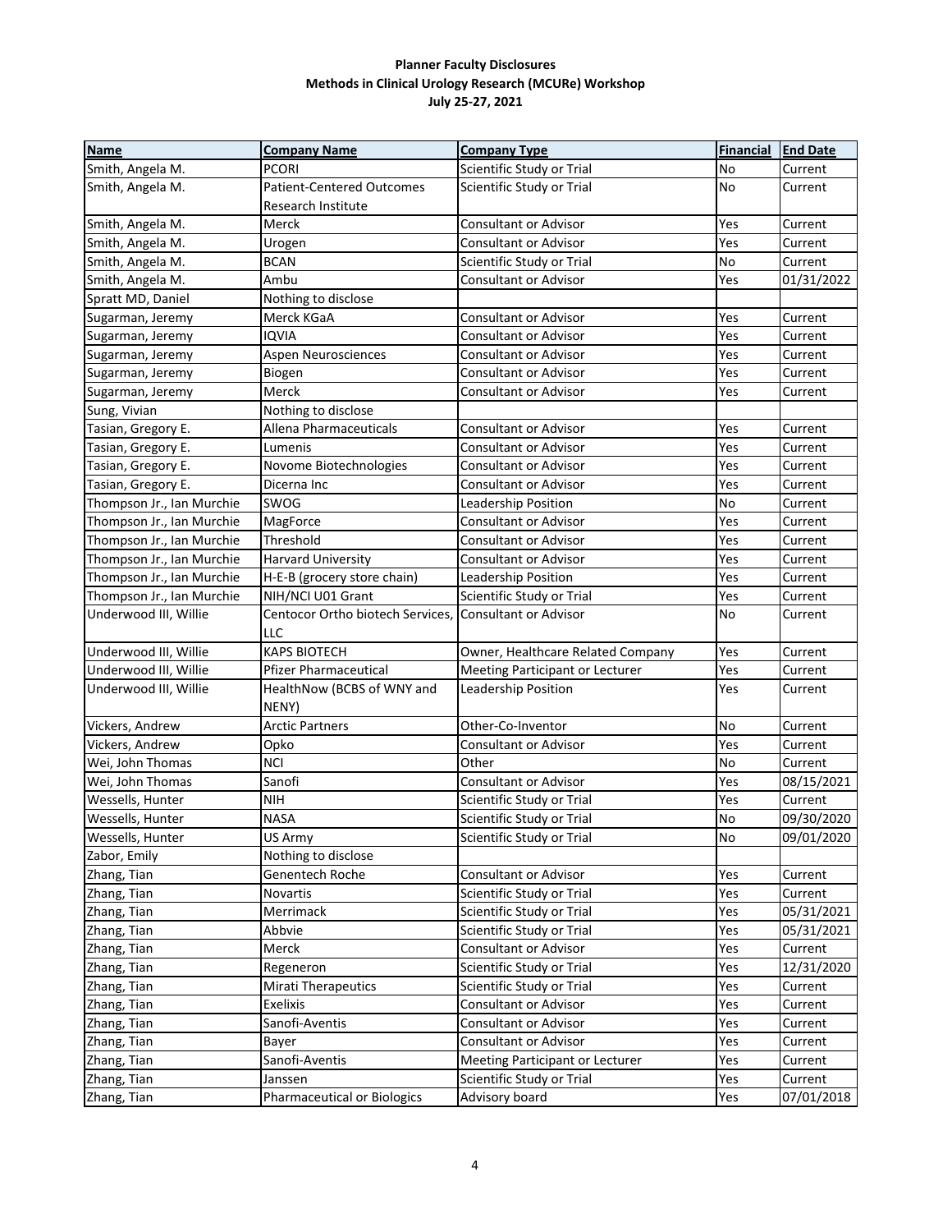**Planner Faculty Disclosures**
**Methods in Clinical Urology Research (MCURe) Workshop**
**July 25-27, 2021**

| Name | Company Name | Company Type | Financial | End Date |
|---|---|---|---|---|
| Smith, Angela M. | PCORI | Scientific Study or Trial | No | Current |
| Smith, Angela M. | Patient-Centered Outcomes Research Institute | Scientific Study or Trial | No | Current |
| Smith, Angela M. | Merck | Consultant or Advisor | Yes | Current |
| Smith, Angela M. | Urogen | Consultant or Advisor | Yes | Current |
| Smith, Angela M. | BCAN | Scientific Study or Trial | No | Current |
| Smith, Angela M. | Ambu | Consultant or Advisor | Yes | 01/31/2022 |
| Spratt MD, Daniel | Nothing to disclose | | | |
| Sugarman, Jeremy | Merck KGaA | Consultant or Advisor | Yes | Current |
| Sugarman, Jeremy | IQVIA | Consultant or Advisor | Yes | Current |
| Sugarman, Jeremy | Aspen Neurosciences | Consultant or Advisor | Yes | Current |
| Sugarman, Jeremy | Biogen | Consultant or Advisor | Yes | Current |
| Sugarman, Jeremy | Merck | Consultant or Advisor | Yes | Current |
| Sung, Vivian | Nothing to disclose | | | |
| Tasian, Gregory E. | Allena Pharmaceuticals | Consultant or Advisor | Yes | Current |
| Tasian, Gregory E. | Lumenis | Consultant or Advisor | Yes | Current |
| Tasian, Gregory E. | Novome Biotechnologies | Consultant or Advisor | Yes | Current |
| Tasian, Gregory E. | Dicerna Inc | Consultant or Advisor | Yes | Current |
| Thompson Jr., Ian Murchie | SWOG | Leadership Position | No | Current |
| Thompson Jr., Ian Murchie | MagForce | Consultant or Advisor | Yes | Current |
| Thompson Jr., Ian Murchie | Threshold | Consultant or Advisor | Yes | Current |
| Thompson Jr., Ian Murchie | Harvard University | Consultant or Advisor | Yes | Current |
| Thompson Jr., Ian Murchie | H-E-B (grocery store chain) | Leadership Position | Yes | Current |
| Thompson Jr., Ian Murchie | NIH/NCI U01 Grant | Scientific Study or Trial | Yes | Current |
| Underwood III, Willie | Centocor Ortho biotech Services, LLC | Consultant or Advisor | No | Current |
| Underwood III, Willie | KAPS BIOTECH | Owner, Healthcare Related Company | Yes | Current |
| Underwood III, Willie | Pfizer Pharmaceutical | Meeting Participant or Lecturer | Yes | Current |
| Underwood III, Willie | HealthNow (BCBS of WNY and NENY) | Leadership Position | Yes | Current |
| Vickers, Andrew | Arctic Partners | Other-Co-Inventor | No | Current |
| Vickers, Andrew | Opko | Consultant or Advisor | Yes | Current |
| Wei, John Thomas | NCI | Other | No | Current |
| Wei, John Thomas | Sanofi | Consultant or Advisor | Yes | 08/15/2021 |
| Wessells, Hunter | NIH | Scientific Study or Trial | Yes | Current |
| Wessells, Hunter | NASA | Scientific Study or Trial | No | 09/30/2020 |
| Wessells, Hunter | US Army | Scientific Study or Trial | No | 09/01/2020 |
| Zabor, Emily | Nothing to disclose | | | |
| Zhang, Tian | Genentech Roche | Consultant or Advisor | Yes | Current |
| Zhang, Tian | Novartis | Scientific Study or Trial | Yes | Current |
| Zhang, Tian | Merrimack | Scientific Study or Trial | Yes | 05/31/2021 |
| Zhang, Tian | Abbvie | Scientific Study or Trial | Yes | 05/31/2021 |
| Zhang, Tian | Merck | Consultant or Advisor | Yes | Current |
| Zhang, Tian | Regeneron | Scientific Study or Trial | Yes | 12/31/2020 |
| Zhang, Tian | Mirati Therapeutics | Scientific Study or Trial | Yes | Current |
| Zhang, Tian | Exelixis | Consultant or Advisor | Yes | Current |
| Zhang, Tian | Sanofi-Aventis | Consultant or Advisor | Yes | Current |
| Zhang, Tian | Bayer | Consultant or Advisor | Yes | Current |
| Zhang, Tian | Sanofi-Aventis | Meeting Participant or Lecturer | Yes | Current |
| Zhang, Tian | Janssen | Scientific Study or Trial | Yes | Current |
| Zhang, Tian | Pharmaceutical or Biologics | Advisory board | Yes | 07/01/2018 |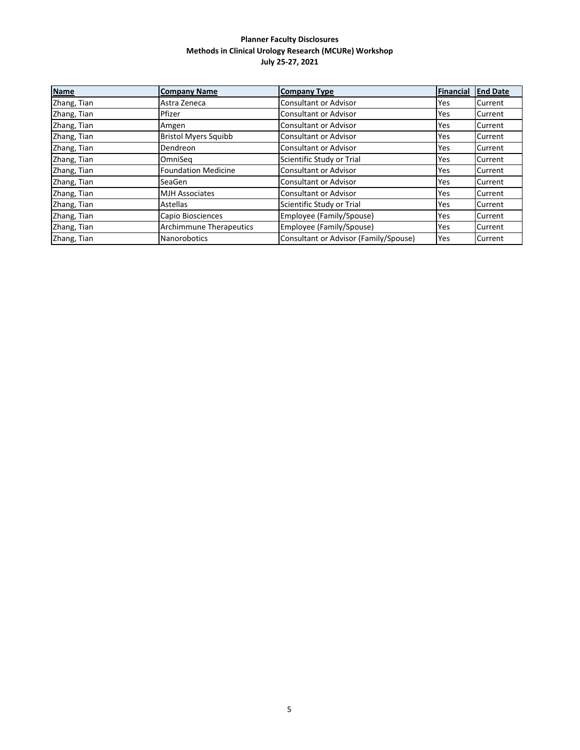**Planner Faculty Disclosures**
**Methods in Clinical Urology Research (MCURe) Workshop**
**July 25-27, 2021**

| Name | Company Name | Company Type | Financial | End Date |
|---|---|---|---|---|
| Zhang, Tian | Astra Zeneca | Consultant or Advisor | Yes | Current |
| Zhang, Tian | Pfizer | Consultant or Advisor | Yes | Current |
| Zhang, Tian | Amgen | Consultant or Advisor | Yes | Current |
| Zhang, Tian | Bristol Myers Squibb | Consultant or Advisor | Yes | Current |
| Zhang, Tian | Dendreon | Consultant or Advisor | Yes | Current |
| Zhang, Tian | OmniSeq | Scientific Study or Trial | Yes | Current |
| Zhang, Tian | Foundation Medicine | Consultant or Advisor | Yes | Current |
| Zhang, Tian | SeaGen | Consultant or Advisor | Yes | Current |
| Zhang, Tian | MJH Associates | Consultant or Advisor | Yes | Current |
| Zhang, Tian | Astellas | Scientific Study or Trial | Yes | Current |
| Zhang, Tian | Capio Biosciences | Employee (Family/Spouse) | Yes | Current |
| Zhang, Tian | Archimmune Therapeutics | Employee (Family/Spouse) | Yes | Current |
| Zhang, Tian | Nanorobotics | Consultant or Advisor (Family/Spouse) | Yes | Current |